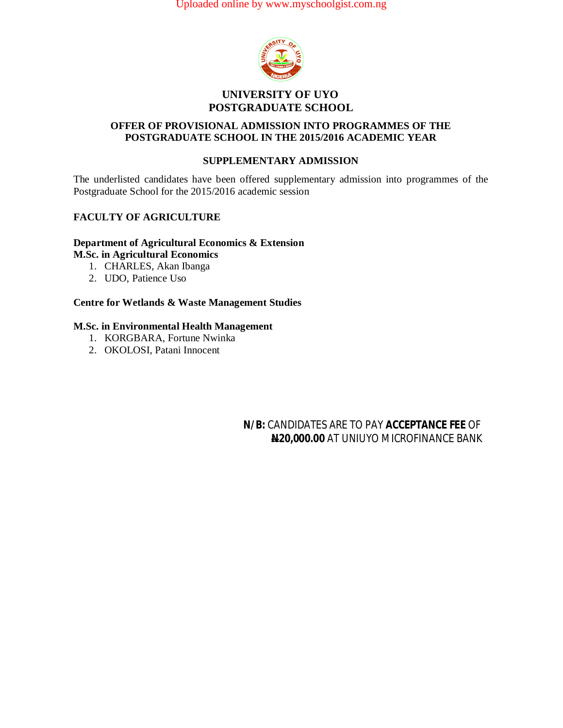# UNIVERSITY OF UYO
## POSTGRADUATE SCHOOL

### OFFER OF PROVISIONAL ADMISSION INTO PROGRAMMES OF THE POSTGRADUATE SCHOOL IN THE 2015/2016 ACADEMIC YEAR

### SUPPLEMENTARY ADMISSION

The underlisted candidates have been offered supplementary admission into programmes of the Postgraduate School for the 2015/2016 academic session

**FACULTY OF AGRICULTURE**

**Department of Agricultural Economics & Extension**
**M.Sc. in Agricultural Economics**

1. CHARLES, Akan Ibanga
2. UDO, Patience Uso

**Centre for Wetlands & Waste Management Studies**

**M.Sc. in Environmental Health Management**

1. KORGBARA, Fortune Nwinka
2. OKOLOSI, Patani Innocent

**N/B:** CANDIDATES ARE TO PAY **ACCEPTANCE FEE** OF **₦20,000.00** AT UNIUYO MICROFINANCE BANK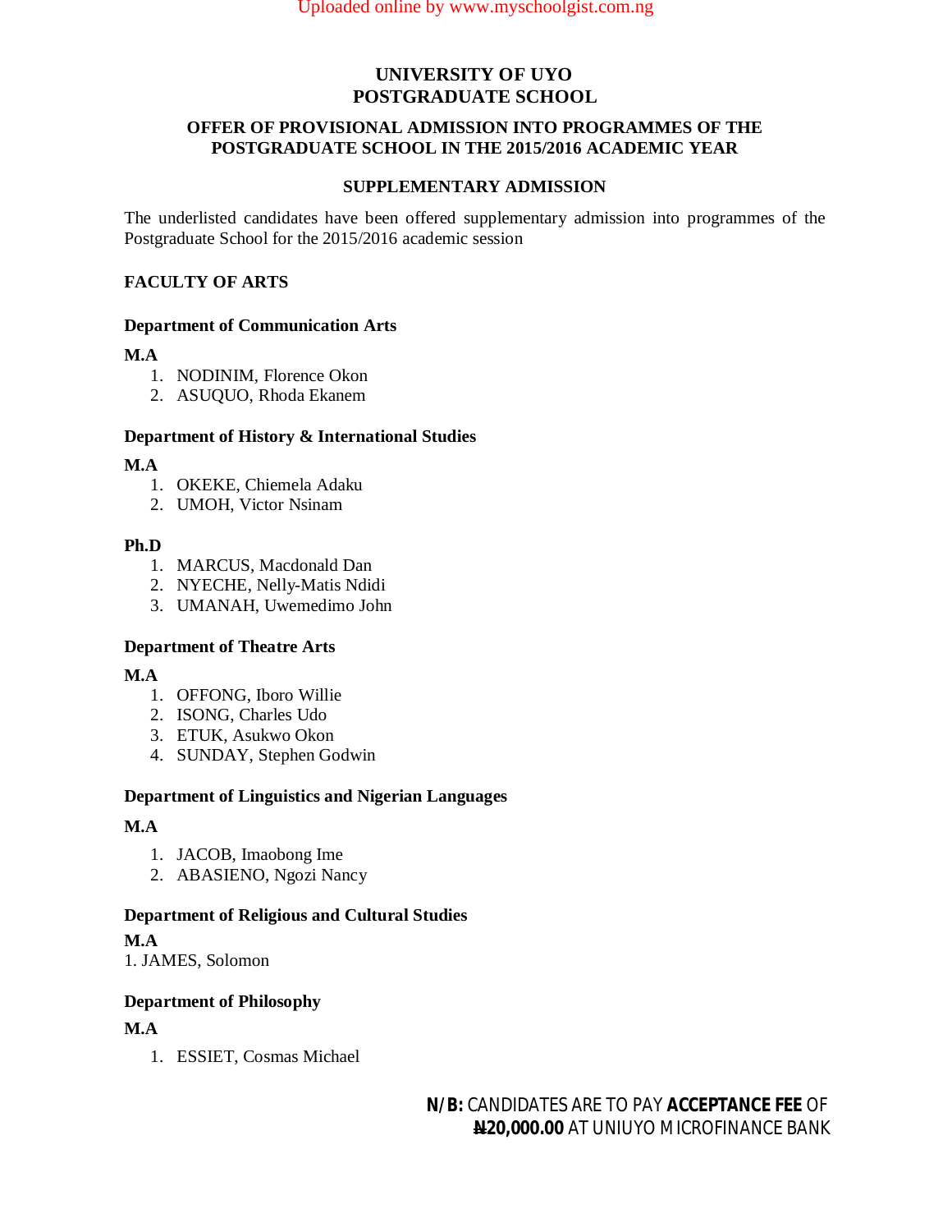# UNIVERSITY OF UYO
# POSTGRADUATE SCHOOL

## OFFER OF PROVISIONAL ADMISSION INTO PROGRAMMES OF THE POSTGRADUATE SCHOOL IN THE 2015/2016 ACADEMIC YEAR

## SUPPLEMENTARY ADMISSION

The underlisted candidates have been offered supplementary admission into programmes of the Postgraduate School for the 2015/2016 academic session

### FACULTY OF ARTS

#### Department of Communication Arts

**M.A**

1. NODINIM, Florence Okon
2. ASUQUO, Rhoda Ekanem

#### Department of History & International Studies

**M.A**

1. OKEKE, Chiemela Adaku
2. UMOH, Victor Nsinam

**Ph.D**

1. MARCUS, Macdonald Dan
2. NYECHE, Nelly-Matis Ndidi
3. UMANAH, Uwemedimo John

#### Department of Theatre Arts

**M.A**

1. OFFONG, Iboro Willie
2. ISONG, Charles Udo
3. ETUK, Asukwo Okon
4. SUNDAY, Stephen Godwin

#### Department of Linguistics and Nigerian Languages

**M.A**

1. JACOB, Imaobong Ime
2. ABASIENO, Ngozi Nancy

#### Department of Religious and Cultural Studies

**M.A**

1. JAMES, Solomon

#### Department of Philosophy

**M.A**

1. ESSIET, Cosmas Michael

**N/B:** CANDIDATES ARE TO PAY **ACCEPTANCE FEE** OF **₦20,000.00** AT UNIUYO MICROFINANCE BANK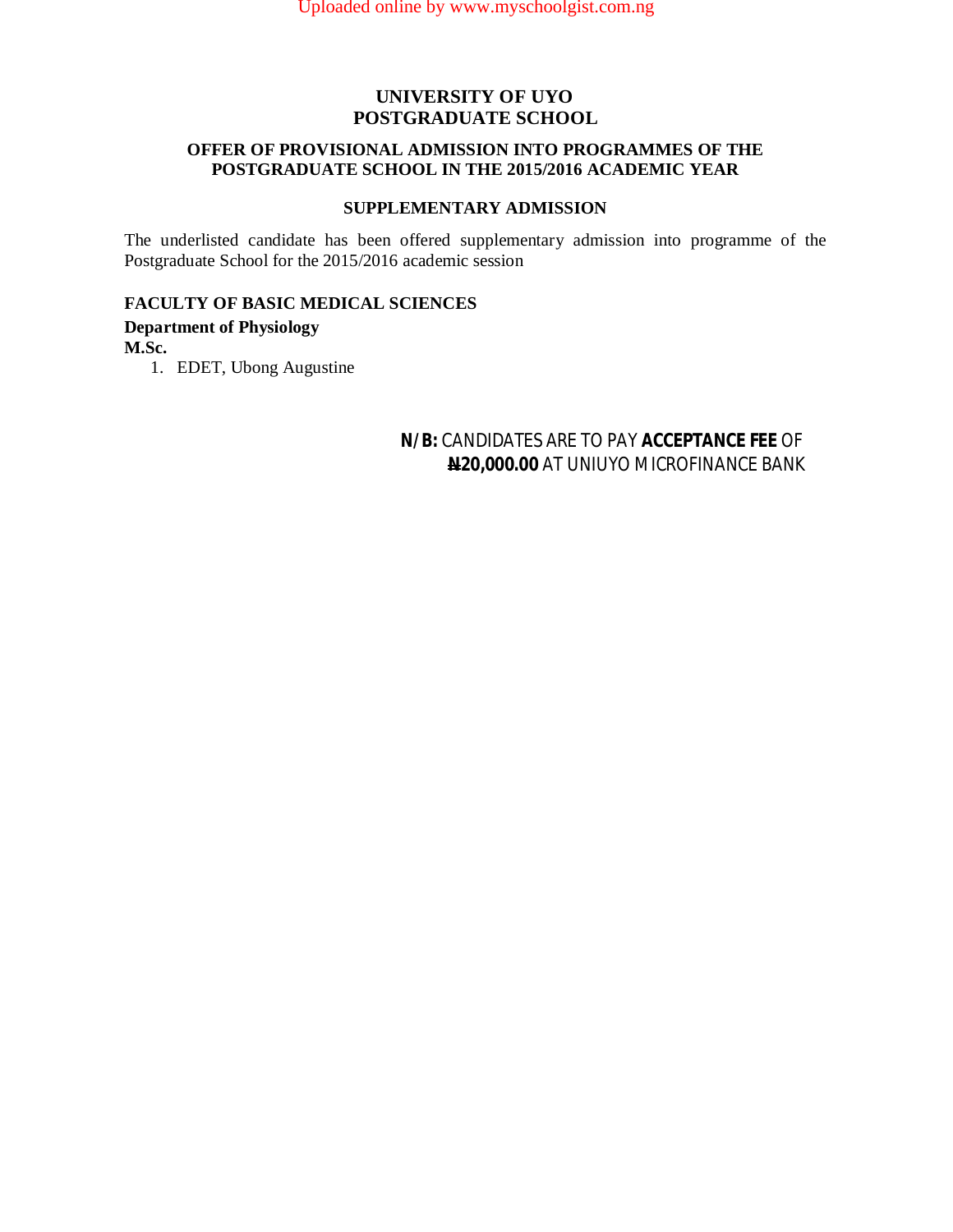# UNIVERSITY OF UYO
# POSTGRADUATE SCHOOL

## OFFER OF PROVISIONAL ADMISSION INTO PROGRAMMES OF THE POSTGRADUATE SCHOOL IN THE 2015/2016 ACADEMIC YEAR

## SUPPLEMENTARY ADMISSION

The underlisted candidate has been offered supplementary admission into programme of the Postgraduate School for the 2015/2016 academic session

### FACULTY OF BASIC MEDICAL SCIENCES

**Department of Physiology**

**M.Sc.**

1. EDET, Ubong Augustine

**N/B:** CANDIDATES ARE TO PAY **ACCEPTANCE FEE** OF **₦20,000.00** AT UNIUYO MICROFINANCE BANK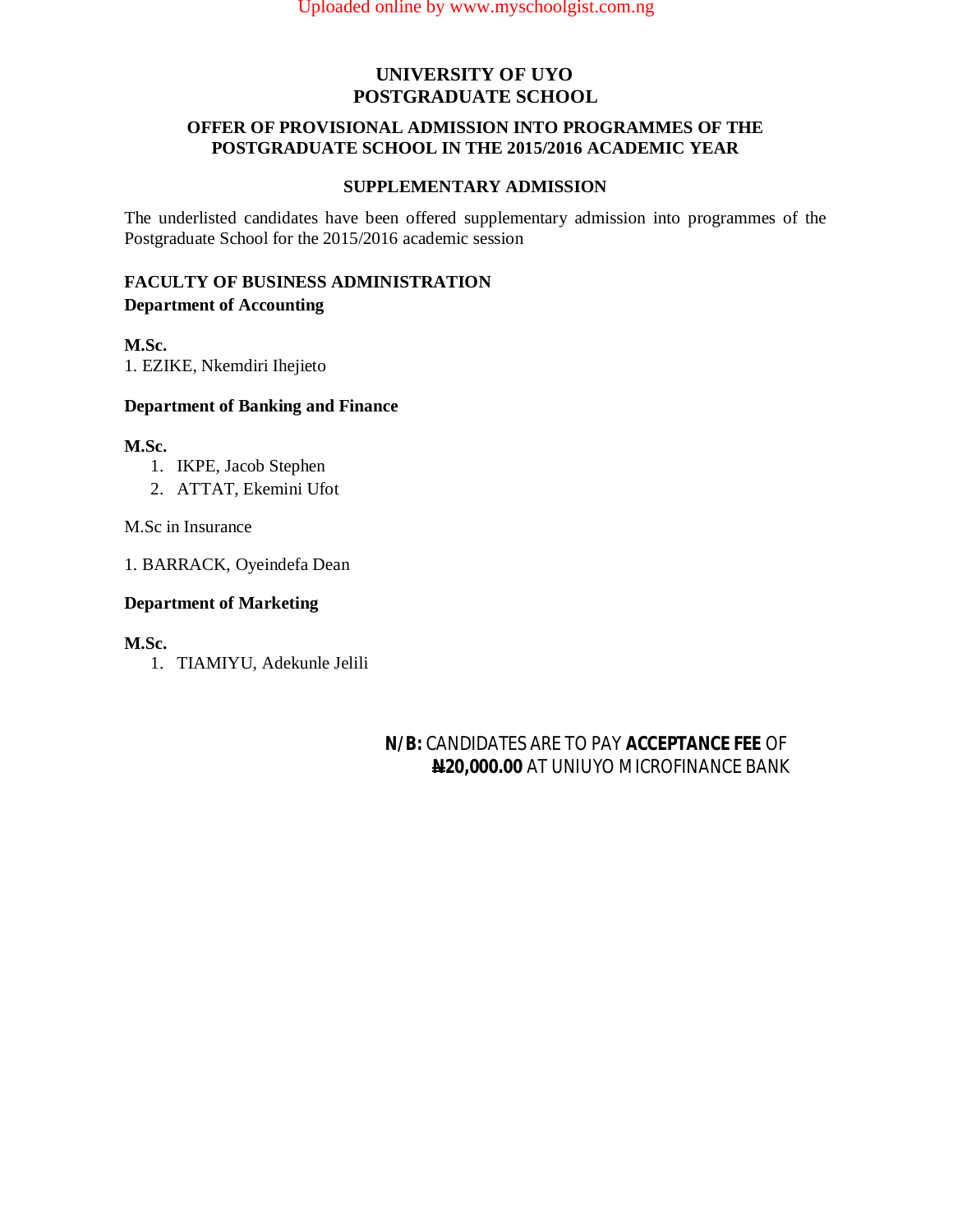# UNIVERSITY OF UYO
# POSTGRADUATE SCHOOL

## OFFER OF PROVISIONAL ADMISSION INTO PROGRAMMES OF THE POSTGRADUATE SCHOOL IN THE 2015/2016 ACADEMIC YEAR

### SUPPLEMENTARY ADMISSION

The underlisted candidates have been offered supplementary admission into programmes of the Postgraduate School for the 2015/2016 academic session

### FACULTY OF BUSINESS ADMINISTRATION

**Department of Accounting**

**M.Sc.**

1. EZIKE, Nkemdiri Ihejieto

**Department of Banking and Finance**

**M.Sc.**

1. IKPE, Jacob Stephen
2. ATTAT, Ekemini Ufot

M.Sc in Insurance

1. BARRACK, Oyeindefa Dean

**Department of Marketing**

**M.Sc.**

1. TIAMIYU, Adekunle Jelili

**N/B:** CANDIDATES ARE TO PAY **ACCEPTANCE FEE** OF **₦20,000.00** AT UNIUYO MICROFINANCE BANK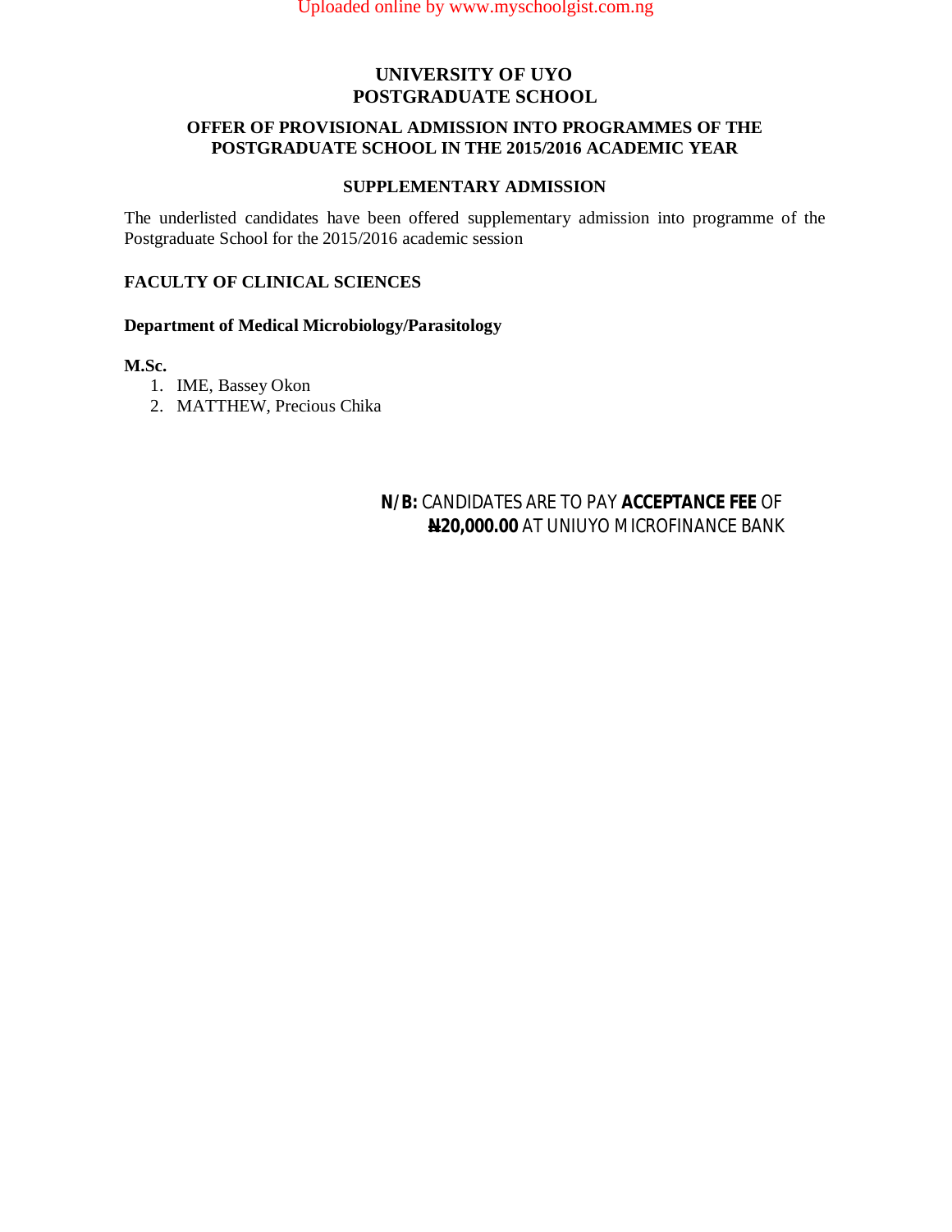# UNIVERSITY OF UYO
## POSTGRADUATE SCHOOL

### OFFER OF PROVISIONAL ADMISSION INTO PROGRAMMES OF THE POSTGRADUATE SCHOOL IN THE 2015/2016 ACADEMIC YEAR

### SUPPLEMENTARY ADMISSION

The underlisted candidates have been offered supplementary admission into programme of the Postgraduate School for the 2015/2016 academic session

**FACULTY OF CLINICAL SCIENCES**

**Department of Medical Microbiology/Parasitology**

**M.Sc.**

1. IME, Bassey Okon
2. MATTHEW, Precious Chika

**N/B:** CANDIDATES ARE TO PAY **ACCEPTANCE FEE** OF **₦20,000.00** AT UNIUYO MICROFINANCE BANK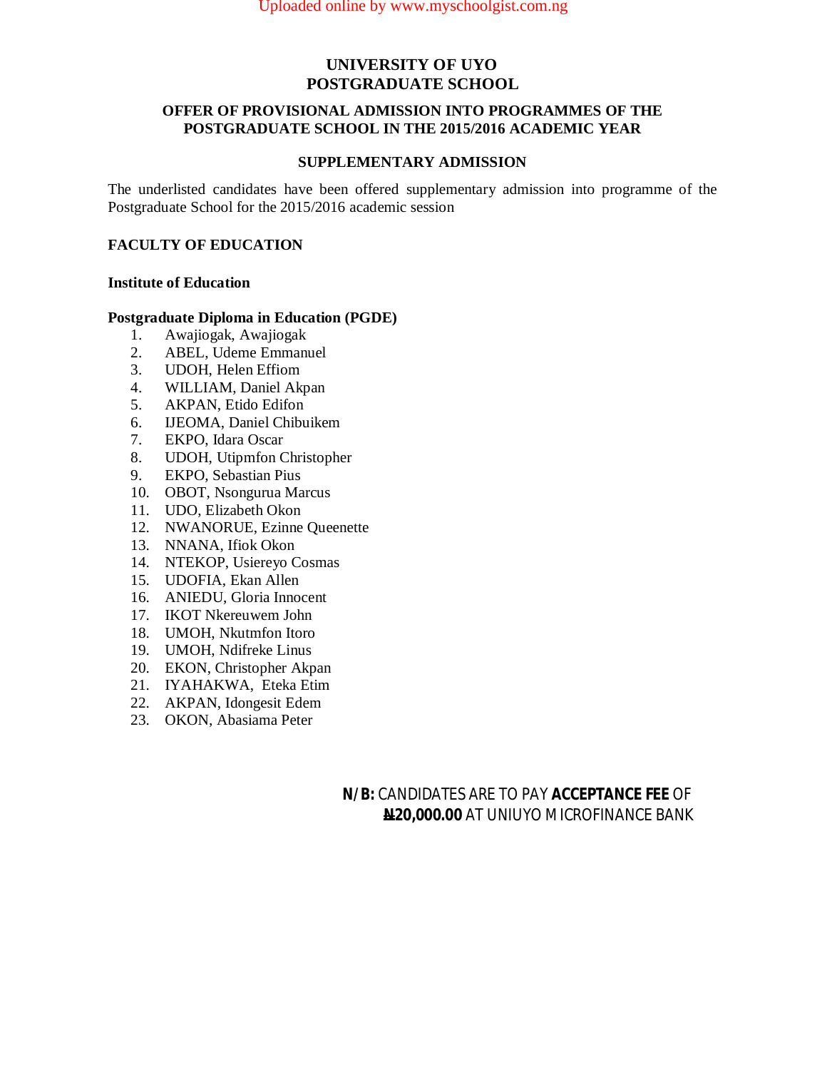# UNIVERSITY OF UYO
# POSTGRADUATE SCHOOL

## OFFER OF PROVISIONAL ADMISSION INTO PROGRAMMES OF THE POSTGRADUATE SCHOOL IN THE 2015/2016 ACADEMIC YEAR

## SUPPLEMENTARY ADMISSION

The underlisted candidates have been offered supplementary admission into programme of the Postgraduate School for the 2015/2016 academic session

### FACULTY OF EDUCATION

**Institute of Education**

**Postgraduate Diploma in Education (PGDE)**

1. Awajiogak, Awajiogak
2. ABEL, Udeme Emmanuel
3. UDOH, Helen Effiom
4. WILLIAM, Daniel Akpan
5. AKPAN, Etido Edifon
6. IJEOMA, Daniel Chibuikem
7. EKPO, Idara Oscar
8. UDOH, Utipmfon Christopher
9. EKPO, Sebastian Pius
10. OBOT, Nsongurua Marcus
11. UDO, Elizabeth Okon
12. NWANORUE, Ezinne Queenette
13. NNANA, Ifiok Okon
14. NTEKOP, Usiereyo Cosmas
15. UDOFIA, Ekan Allen
16. ANIEDU, Gloria Innocent
17. IKOT Nkereuwem John
18. UMOH, Nkutmfon Itoro
19. UMOH, Ndifreke Linus
20. EKON, Christopher Akpan
21. IYAHAKWA, Eteka Etim
22. AKPAN, Idongesit Edem
23. OKON, Abasiama Peter

**N/B:** CANDIDATES ARE TO PAY **ACCEPTANCE FEE** OF **₦20,000.00** AT UNIUYO MICROFINANCE BANK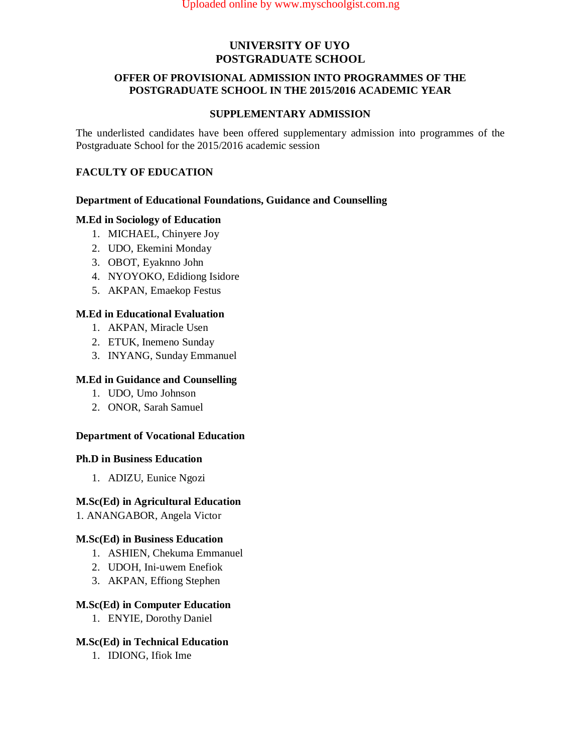# UNIVERSITY OF UYO
# POSTGRADUATE SCHOOL

## OFFER OF PROVISIONAL ADMISSION INTO PROGRAMMES OF THE POSTGRADUATE SCHOOL IN THE 2015/2016 ACADEMIC YEAR

## SUPPLEMENTARY ADMISSION

The underlisted candidates have been offered supplementary admission into programmes of the Postgraduate School for the 2015/2016 academic session

### FACULTY OF EDUCATION

#### Department of Educational Foundations, Guidance and Counselling

**M.Ed in Sociology of Education**

1. MICHAEL, Chinyere Joy
2. UDO, Ekemini Monday
3. OBOT, Eyaknno John
4. NYOYOKO, Edidiong Isidore
5. AKPAN, Emaekop Festus

**M.Ed in Educational Evaluation**

1. AKPAN, Miracle Usen
2. ETUK, Inemeno Sunday
3. INYANG, Sunday Emmanuel

**M.Ed in Guidance and Counselling**

1. UDO, Umo Johnson
2. ONOR, Sarah Samuel

#### Department of Vocational Education

**Ph.D in Business Education**

1. ADIZU, Eunice Ngozi

**M.Sc(Ed) in Agricultural Education**

1. ANANGABOR, Angela Victor

**M.Sc(Ed) in Business Education**

1. ASHIEN, Chekuma Emmanuel
2. UDOH, Ini-uwem Enefiok
3. AKPAN, Effiong Stephen

**M.Sc(Ed) in Computer Education**

1. ENYIE, Dorothy Daniel

**M.Sc(Ed) in Technical Education**

1. IDIONG, Ifiok Ime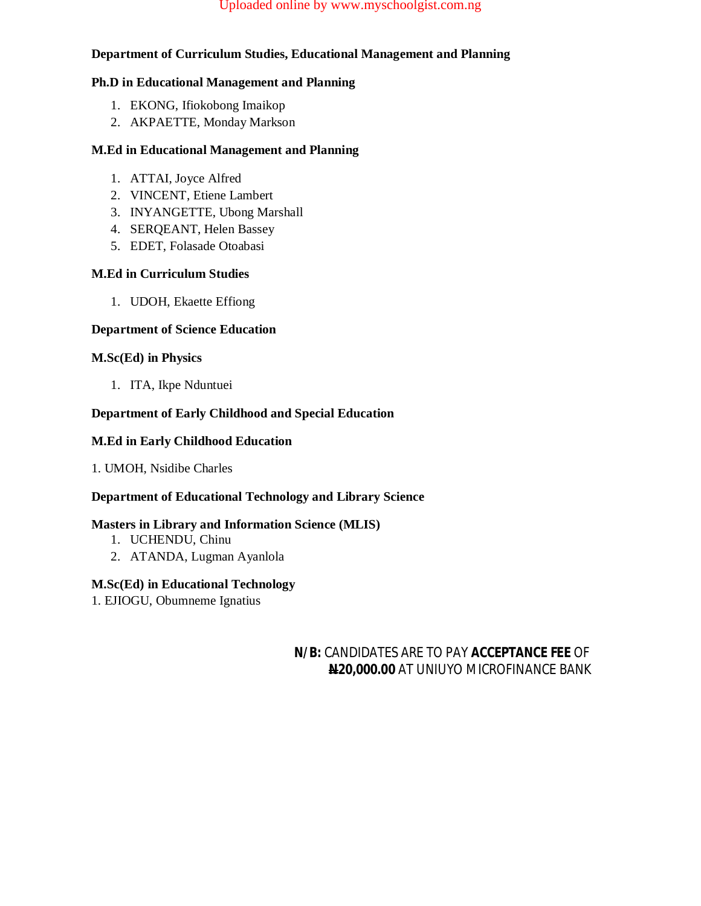**Department of Curriculum Studies, Educational Management and Planning**

**Ph.D in Educational Management and Planning**

1. EKONG, Ifiokobong Imaikop
2. AKPAETTE, Monday Markson

**M.Ed in Educational Management and Planning**

1. ATTAI, Joyce Alfred
2. VINCENT, Etiene Lambert
3. INYANGETTE, Ubong Marshall
4. SERQEANT, Helen Bassey
5. EDET, Folasade Otoabasi

**M.Ed in Curriculum Studies**

1. UDOH, Ekaette Effiong

**Department of Science Education**

**M.Sc(Ed) in Physics**

1. ITA, Ikpe Nduntuei

**Department of Early Childhood and Special Education**

**M.Ed in Early Childhood Education**

1. UMOH, Nsidibe Charles

**Department of Educational Technology and Library Science**

**Masters in Library and Information Science (MLIS)**

1. UCHENDU, Chinu
2. ATANDA, Lugman Ayanlola

**M.Sc(Ed) in Educational Technology**

1. EJIOGU, Obumneme Ignatius

**N/B:** CANDIDATES ARE TO PAY **ACCEPTANCE FEE** OF **₦20,000.00** AT UNIUYO MICROFINANCE BANK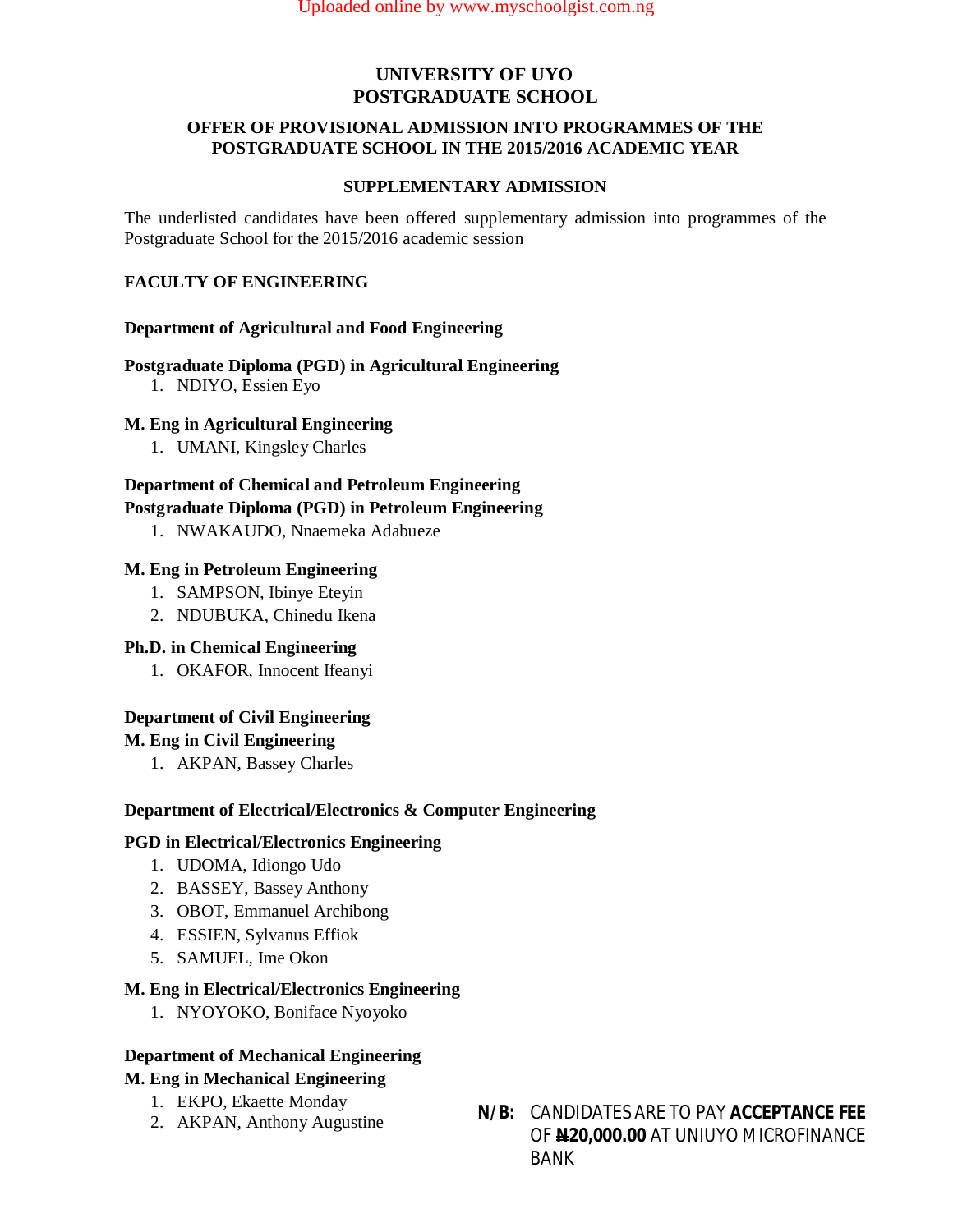# UNIVERSITY OF UYO
# POSTGRADUATE SCHOOL

## OFFER OF PROVISIONAL ADMISSION INTO PROGRAMMES OF THE POSTGRADUATE SCHOOL IN THE 2015/2016 ACADEMIC YEAR

## SUPPLEMENTARY ADMISSION

The underlisted candidates have been offered supplementary admission into programmes of the Postgraduate School for the 2015/2016 academic session

### FACULTY OF ENGINEERING

**Department of Agricultural and Food Engineering**

**Postgraduate Diploma (PGD) in Agricultural Engineering**

1. NDIYO, Essien Eyo

**M. Eng in Agricultural Engineering**

1. UMANI, Kingsley Charles

**Department of Chemical and Petroleum Engineering**

**Postgraduate Diploma (PGD) in Petroleum Engineering**

1. NWAKAUDO, Nnaemeka Adabueze

**M. Eng in Petroleum Engineering**

1. SAMPSON, Ibinye Eteyin
2. NDUBUKA, Chinedu Ikena

**Ph.D. in Chemical Engineering**

1. OKAFOR, Innocent Ifeanyi

**Department of Civil Engineering**

**M. Eng in Civil Engineering**

1. AKPAN, Bassey Charles

**Department of Electrical/Electronics & Computer Engineering**

**PGD in Electrical/Electronics Engineering**

1. UDOMA, Idiongo Udo
2. BASSEY, Bassey Anthony
3. OBOT, Emmanuel Archibong
4. ESSIEN, Sylvanus Effiok
5. SAMUEL, Ime Okon

**M. Eng in Electrical/Electronics Engineering**

1. NYOYOKO, Boniface Nyoyoko

**Department of Mechanical Engineering**

**M. Eng in Mechanical Engineering**

1. EKPO, Ekaette Monday
2. AKPAN, Anthony Augustine

**N/B:** CANDIDATES ARE TO PAY **ACCEPTANCE FEE** OF **₦20,000.00** AT UNIUYO MICROFINANCE BANK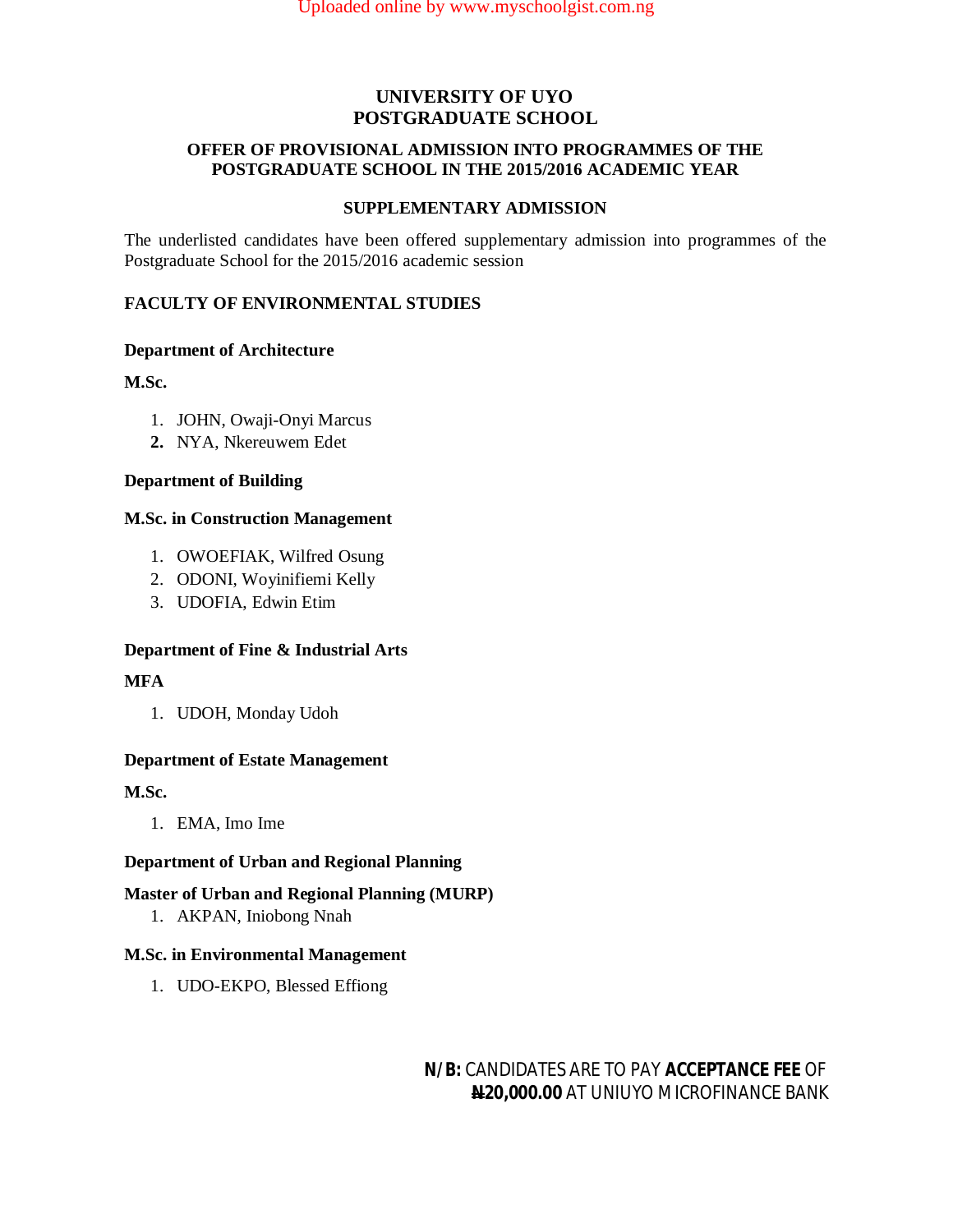# UNIVERSITY OF UYO
# POSTGRADUATE SCHOOL

## OFFER OF PROVISIONAL ADMISSION INTO PROGRAMMES OF THE POSTGRADUATE SCHOOL IN THE 2015/2016 ACADEMIC YEAR

## SUPPLEMENTARY ADMISSION

The underlisted candidates have been offered supplementary admission into programmes of the Postgraduate School for the 2015/2016 academic session

### FACULTY OF ENVIRONMENTAL STUDIES

**Department of Architecture**

**M.Sc.**

1. JOHN, Owaji-Onyi Marcus
2. NYA, Nkereuwem Edet

**Department of Building**

**M.Sc. in Construction Management**

1. OWOEFIAK, Wilfred Osung
2. ODONI, Woyinifiemi Kelly
3. UDOFIA, Edwin Etim

**Department of Fine & Industrial Arts**

**MFA**

1. UDOH, Monday Udoh

**Department of Estate Management**

**M.Sc.**

1. EMA, Imo Ime

**Department of Urban and Regional Planning**

**Master of Urban and Regional Planning (MURP)**

1. AKPAN, Iniobong Nnah

**M.Sc. in Environmental Management**

1. UDO-EKPO, Blessed Effiong

**N/B:** CANDIDATES ARE TO PAY **ACCEPTANCE FEE** OF **₦20,000.00** AT UNIUYO MICROFINANCE BANK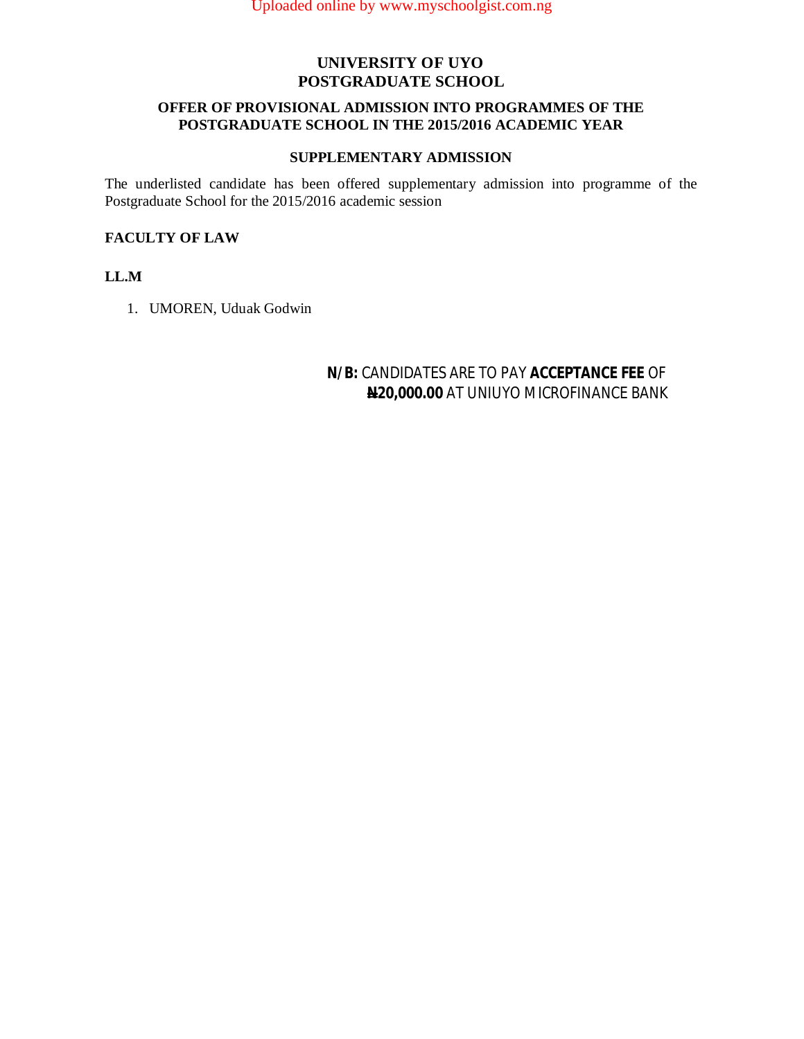# UNIVERSITY OF UYO
# POSTGRADUATE SCHOOL

## OFFER OF PROVISIONAL ADMISSION INTO PROGRAMMES OF THE POSTGRADUATE SCHOOL IN THE 2015/2016 ACADEMIC YEAR

### SUPPLEMENTARY ADMISSION

The underlisted candidate has been offered supplementary admission into programme of the Postgraduate School for the 2015/2016 academic session

**FACULTY OF LAW**

**LL.M**

1. UMOREN, Uduak Godwin

**N/B:** CANDIDATES ARE TO PAY **ACCEPTANCE FEE** OF **₦20,000.00** AT UNIUYO MICROFINANCE BANK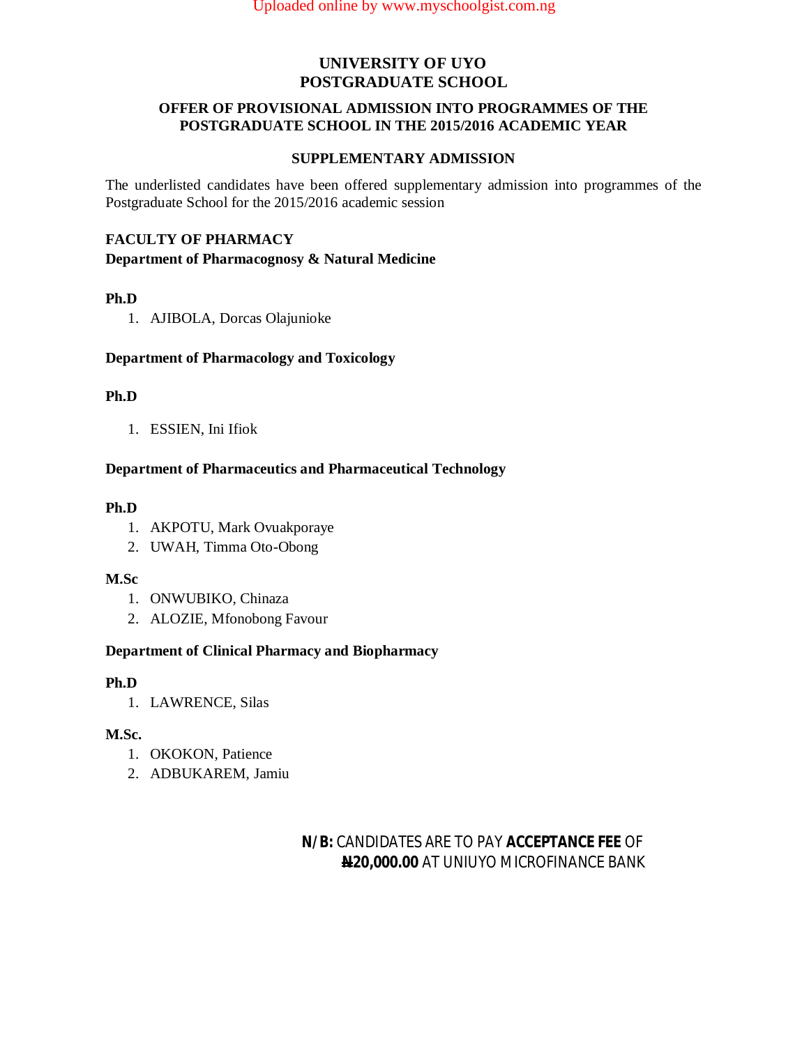# UNIVERSITY OF UYO
# POSTGRADUATE SCHOOL

## OFFER OF PROVISIONAL ADMISSION INTO PROGRAMMES OF THE POSTGRADUATE SCHOOL IN THE 2015/2016 ACADEMIC YEAR

## SUPPLEMENTARY ADMISSION

The underlisted candidates have been offered supplementary admission into programmes of the Postgraduate School for the 2015/2016 academic session

### FACULTY OF PHARMACY

**Department of Pharmacognosy & Natural Medicine**

**Ph.D**

1. AJIBOLA, Dorcas Olajunioke

**Department of Pharmacology and Toxicology**

**Ph.D**

1. ESSIEN, Ini Ifiok

**Department of Pharmaceutics and Pharmaceutical Technology**

**Ph.D**

1. AKPOTU, Mark Ovuakporaye
2. UWAH, Timma Oto-Obong

**M.Sc**

1. ONWUBIKO, Chinaza
2. ALOZIE, Mfonobong Favour

**Department of Clinical Pharmacy and Biopharmacy**

**Ph.D**

1. LAWRENCE, Silas

**M.Sc.**

1. OKOKON, Patience
2. ADBUKAREM, Jamiu

**N/B:** CANDIDATES ARE TO PAY **ACCEPTANCE FEE** OF **₦20,000.00** AT UNIUYO MICROFINANCE BANK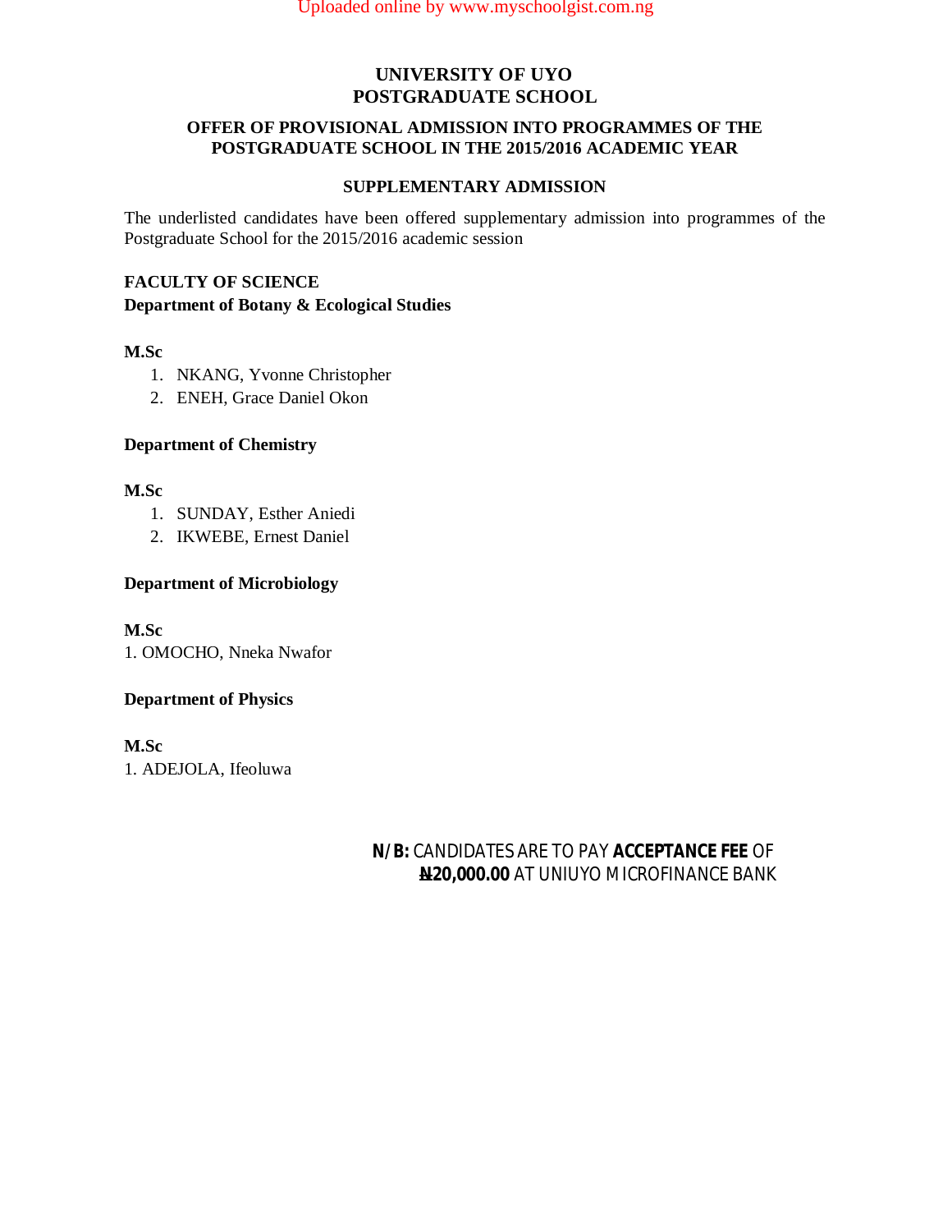# UNIVERSITY OF UYO
# POSTGRADUATE SCHOOL

## OFFER OF PROVISIONAL ADMISSION INTO PROGRAMMES OF THE POSTGRADUATE SCHOOL IN THE 2015/2016 ACADEMIC YEAR

### SUPPLEMENTARY ADMISSION

The underlisted candidates have been offered supplementary admission into programmes of the Postgraduate School for the 2015/2016 academic session

**FACULTY OF SCIENCE**
**Department of Botany & Ecological Studies**

**M.Sc**

1. NKANG, Yvonne Christopher
2. ENEH, Grace Daniel Okon

**Department of Chemistry**

**M.Sc**

1. SUNDAY, Esther Aniedi
2. IKWEBE, Ernest Daniel

**Department of Microbiology**

**M.Sc**

1. OMOCHO, Nneka Nwafor

**Department of Physics**

**M.Sc**

1. ADEJOLA, Ifeoluwa

**N/B:** CANDIDATES ARE TO PAY **ACCEPTANCE FEE** OF **₦20,000.00** AT UNIUYO MICROFINANCE BANK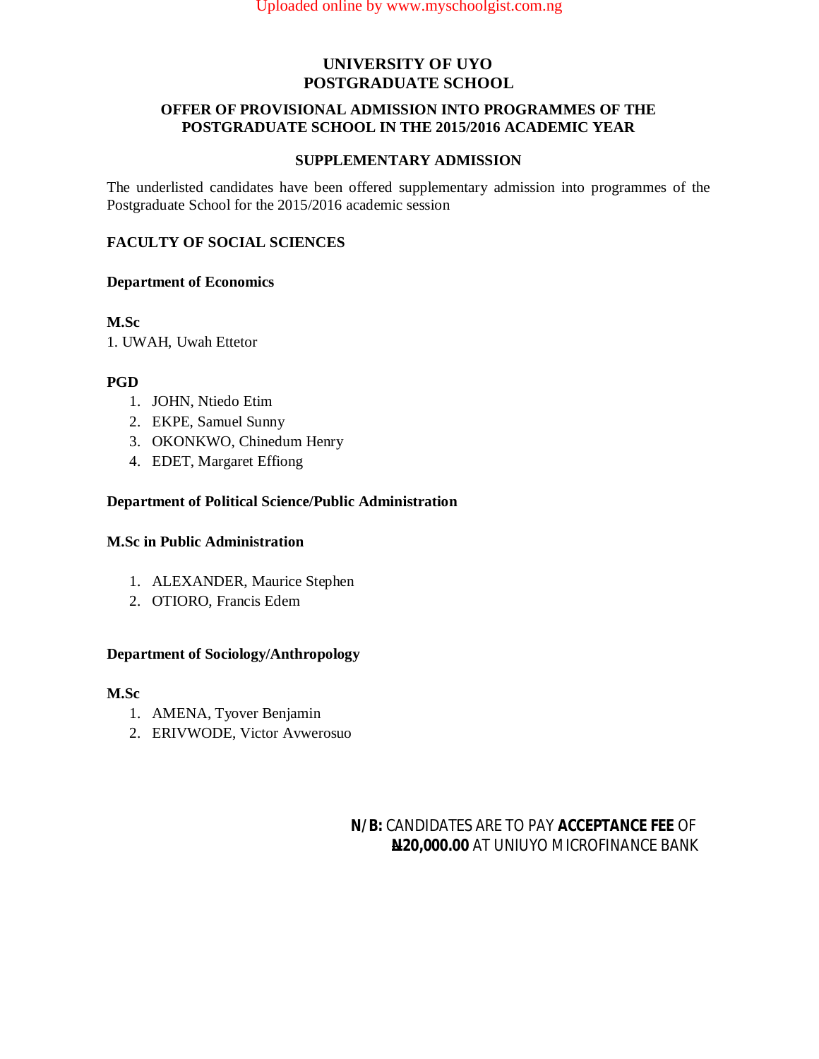# UNIVERSITY OF UYO
# POSTGRADUATE SCHOOL

## OFFER OF PROVISIONAL ADMISSION INTO PROGRAMMES OF THE POSTGRADUATE SCHOOL IN THE 2015/2016 ACADEMIC YEAR

## SUPPLEMENTARY ADMISSION

The underlisted candidates have been offered supplementary admission into programmes of the Postgraduate School for the 2015/2016 academic session

### FACULTY OF SOCIAL SCIENCES

#### Department of Economics

**M.Sc**

1. UWAH, Uwah Ettetor

**PGD**

1. JOHN, Ntiedo Etim
2. EKPE, Samuel Sunny
3. OKONKWO, Chinedum Henry
4. EDET, Margaret Effiong

#### Department of Political Science/Public Administration

**M.Sc in Public Administration**

1. ALEXANDER, Maurice Stephen
2. OTIORO, Francis Edem

#### Department of Sociology/Anthropology

**M.Sc**

1. AMENA, Tyover Benjamin
2. ERIVWODE, Victor Avwerosuo

**N/B:** CANDIDATES ARE TO PAY **ACCEPTANCE FEE** OF **₦20,000.00** AT UNIUYO MICROFINANCE BANK